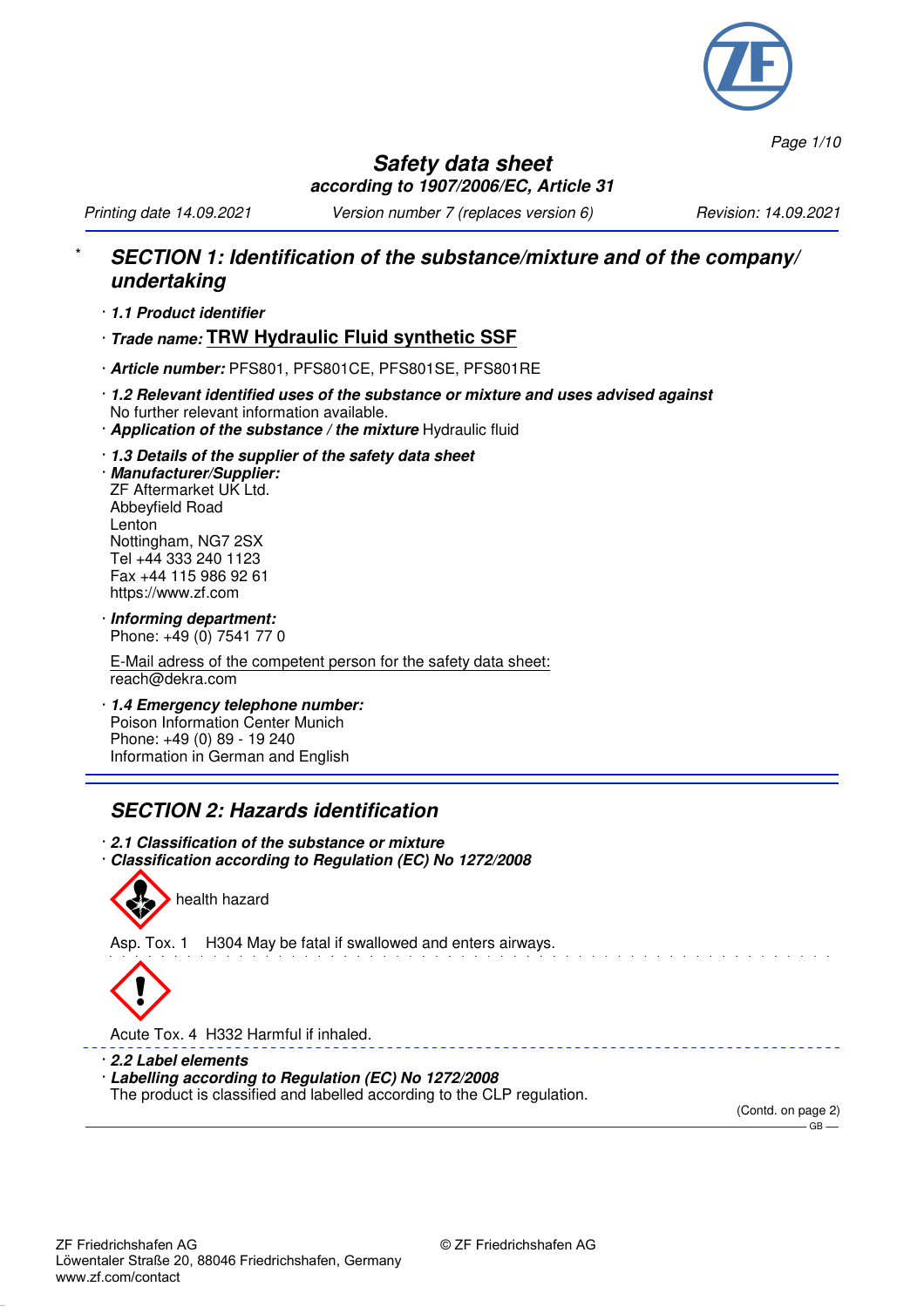# Safety data sheet

**according to 1907/2006/EC, Article 31**

*Printing date 14.09.2021* *Version number 7 (replaces version 6)* *Revision: 14.09.2021*

## * SECTION 1: Identification of the substance/mixture and of the company/ undertaking

· ***1.1 Product identifier***

· ***Trade name:*** **TRW Hydraulic Fluid synthetic SSF**

· ***Article number:*** PFS801, PFS801CE, PFS801SE, PFS801RE

· ***1.2 Relevant identified uses of the substance or mixture and uses advised against***
No further relevant information available.

· ***Application of the substance / the mixture*** Hydraulic fluid

· ***1.3 Details of the supplier of the safety data sheet***

· ***Manufacturer/Supplier:***
ZF Aftermarket UK Ltd.
Abbeyfield Road
Lenton
Nottingham, NG7 2SX
Tel +44 333 240 1123
Fax +44 115 986 92 61
https://www.zf.com

· ***Informing department:***
Phone: +49 (0) 7541 77 0

E-Mail adress of the competent person for the safety data sheet:
reach@dekra.com

· ***1.4 Emergency telephone number:***
Poison Information Center Munich
Phone: +49 (0) 89 - 19 240
Information in German and English

## SECTION 2: Hazards identification

· ***2.1 Classification of the substance or mixture***

· ***Classification according to Regulation (EC) No 1272/2008***

health hazard

Asp. Tox. 1 H304 May be fatal if swallowed and enters airways.

Acute Tox. 4 H332 Harmful if inhaled.

· ***2.2 Label elements***

· ***Labelling according to Regulation (EC) No 1272/2008***
The product is classified and labelled according to the CLP regulation.

(Contd. on page 2)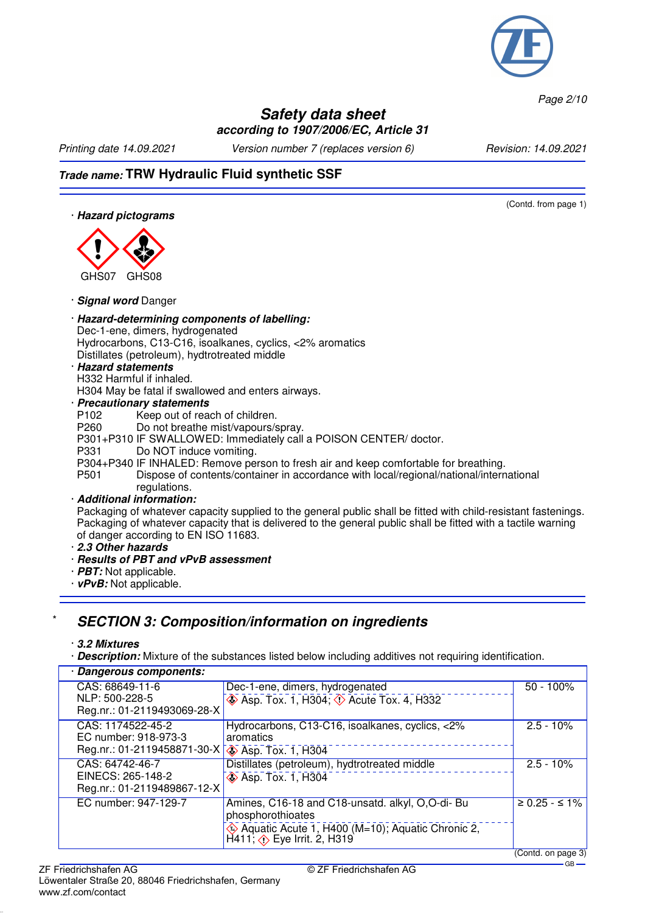# Safety data sheet

**according to 1907/2006/EC, Article 31**

*Printing date 14.09.2021* *Version number 7 (replaces version 6)* *Revision: 14.09.2021*

***Trade name:*** **TRW Hydraulic Fluid synthetic SSF**

(Contd. from page 1)

· ***Hazard pictograms***

GHS07 GHS08

· ***Signal word*** Danger

· ***Hazard-determining components of labelling:***
Dec-1-ene, dimers, hydrogenated
Hydrocarbons, C13-C16, isoalkanes, cyclics, <2% aromatics
Distillates (petroleum), hydtrotreated middle

· ***Hazard statements***
H332 Harmful if inhaled.
H304 May be fatal if swallowed and enters airways.

· ***Precautionary statements***
P102 Keep out of reach of children.
P260 Do not breathe mist/vapours/spray.
P301+P310 IF SWALLOWED: Immediately call a POISON CENTER/ doctor.
P331 Do NOT induce vomiting.
P304+P340 IF INHALED: Remove person to fresh air and keep comfortable for breathing.
P501 Dispose of contents/container in accordance with local/regional/national/international regulations.

· ***Additional information:***
Packaging of whatever capacity supplied to the general public shall be fitted with child-resistant fastenings.
Packaging of whatever capacity that is delivered to the general public shall be fitted with a tactile warning of danger according to EN ISO 11683.

· ***2.3 Other hazards***
· ***Results of PBT and vPvB assessment***
· ***PBT:*** Not applicable.
· ***vPvB:*** Not applicable.

\* 

## SECTION 3: Composition/information on ingredients

· ***3.2 Mixtures***
· ***Description:*** Mixture of the substances listed below including additives not requiring identification.

| · **Dangerous components:** | | |
|---|---|---|
| CAS: 68649-11-6<br>NLP: 500-228-5<br>Reg.nr.: 01-2119493069-28-X | Dec-1-ene, dimers, hydrogenated<br>Asp. Tox. 1, H304; Acute Tox. 4, H332 | 50 - 100% |
| CAS: 1174522-45-2<br>EC number: 918-973-3<br>Reg.nr.: 01-2119458871-30-X | Hydrocarbons, C13-C16, isoalkanes, cyclics, <2% aromatics<br>Asp. Tox. 1, H304 | 2.5 - 10% |
| CAS: 64742-46-7<br>EINECS: 265-148-2<br>Reg.nr.: 01-2119489867-12-X | Distillates (petroleum), hydtrotreated middle<br>Asp. Tox. 1, H304 | 2.5 - 10% |
| EC number: 947-129-7 | Amines, C16-18 and C18-unsatd. alkyl, O,O-di- Bu phosphorothioates<br>Aquatic Acute 1, H400 (M=10); Aquatic Chronic 2, H411; Eye Irrit. 2, H319 | ≥ 0.25 - ≤ 1% |

(Contd. on page 3)

ZF Friedrichshafen AG
Löwentaler Straße 20, 88046 Friedrichshafen, Germany
www.zf.com/contact

© ZF Friedrichshafen AG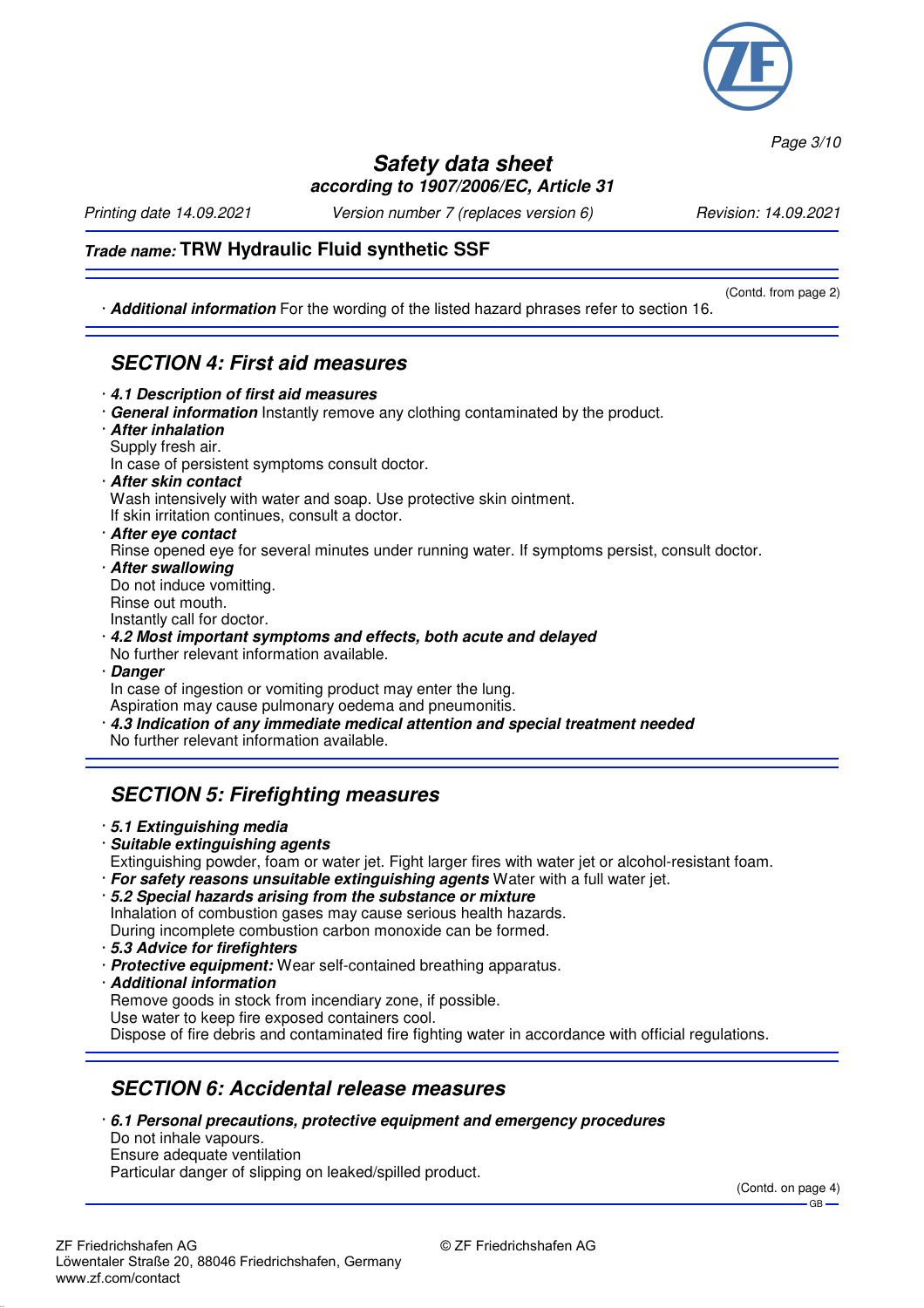(Contd. from page 2)

· **Additional information** For the wording of the listed hazard phrases refer to section 16.

## SECTION 4: First aid measures

· ***4.1 Description of first aid measures***
· ***General information*** Instantly remove any clothing contaminated by the product.
· ***After inhalation***
Supply fresh air.
In case of persistent symptoms consult doctor.
· ***After skin contact***
Wash intensively with water and soap. Use protective skin ointment.
If skin irritation continues, consult a doctor.
· ***After eye contact***
Rinse opened eye for several minutes under running water. If symptoms persist, consult doctor.
· ***After swallowing***
Do not induce vomitting.
Rinse out mouth.
Instantly call for doctor.
· ***4.2 Most important symptoms and effects, both acute and delayed***
No further relevant information available.
· ***Danger***
In case of ingestion or vomiting product may enter the lung.
Aspiration may cause pulmonary oedema and pneumonitis.
· ***4.3 Indication of any immediate medical attention and special treatment needed***
No further relevant information available.

## SECTION 5: Firefighting measures

· ***5.1 Extinguishing media***
· ***Suitable extinguishing agents***
Extinguishing powder, foam or water jet. Fight larger fires with water jet or alcohol-resistant foam.
· ***For safety reasons unsuitable extinguishing agents*** Water with a full water jet.
· ***5.2 Special hazards arising from the substance or mixture***
Inhalation of combustion gases may cause serious health hazards.
During incomplete combustion carbon monoxide can be formed.
· ***5.3 Advice for firefighters***
· ***Protective equipment:*** Wear self-contained breathing apparatus.
· ***Additional information***
Remove goods in stock from incendiary zone, if possible.
Use water to keep fire exposed containers cool.
Dispose of fire debris and contaminated fire fighting water in accordance with official regulations.

## SECTION 6: Accidental release measures

· ***6.1 Personal precautions, protective equipment and emergency procedures***
Do not inhale vapours.
Ensure adequate ventilation
Particular danger of slipping on leaked/spilled product.

(Contd. on page 4)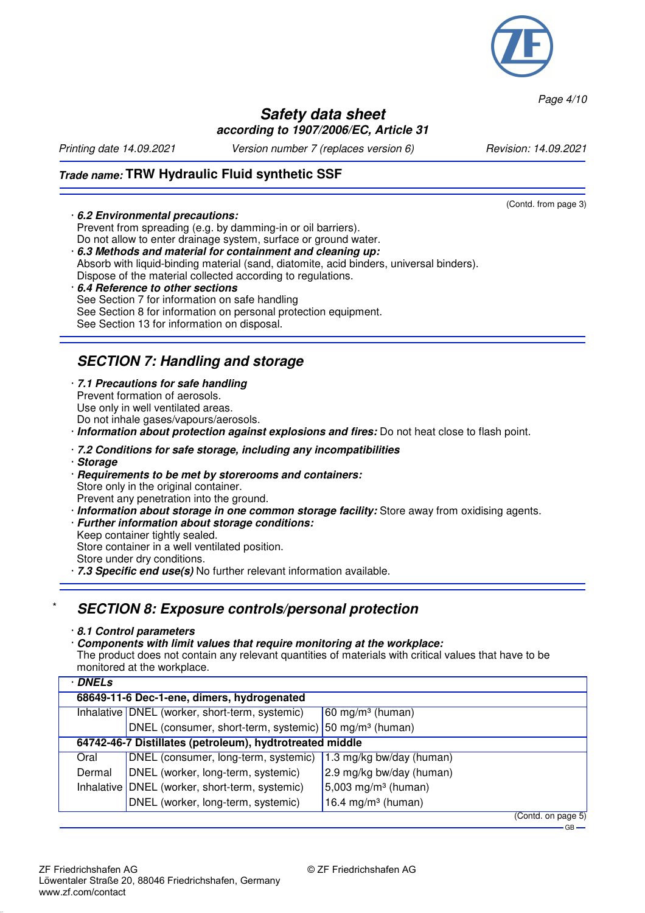(Contd. from page 3)

· ***6.2 Environmental precautions:***
Prevent from spreading (e.g. by damming-in or oil barriers).
Do not allow to enter drainage system, surface or ground water.

· ***6.3 Methods and material for containment and cleaning up:***
Absorb with liquid-binding material (sand, diatomite, acid binders, universal binders).
Dispose of the material collected according to regulations.

· ***6.4 Reference to other sections***
See Section 7 for information on safe handling
See Section 8 for information on personal protection equipment.
See Section 13 for information on disposal.

## SECTION 7: Handling and storage

· ***7.1 Precautions for safe handling***
Prevent formation of aerosols.
Use only in well ventilated areas.
Do not inhale gases/vapours/aerosols.

· ***Information about protection against explosions and fires:*** Do not heat close to flash point.

· ***7.2 Conditions for safe storage, including any incompatibilities***

· ***Storage***

· ***Requirements to be met by storerooms and containers:***
Store only in the original container.
Prevent any penetration into the ground.

· ***Information about storage in one common storage facility:*** Store away from oxidising agents.

· ***Further information about storage conditions:***
Keep container tightly sealed.
Store container in a well ventilated position.
Store under dry conditions.

· ***7.3 Specific end use(s)*** No further relevant information available.

## * SECTION 8: Exposure controls/personal protection

· ***8.1 Control parameters***

· ***Components with limit values that require monitoring at the workplace:***
The product does not contain any relevant quantities of materials with critical values that have to be monitored at the workplace.

| · **DNELs** | | |
|---|---|---|
| **68649-11-6 Dec-1-ene, dimers, hydrogenated** | | |
| Inhalative | DNEL (worker, short-term, systemic) | 60 mg/m³ (human) |
| | DNEL (consumer, short-term, systemic) | 50 mg/m³ (human) |
| **64742-46-7 Distillates (petroleum), hydtrotreated middle** | | |
| Oral | DNEL (consumer, long-term, systemic) | 1.3 mg/kg bw/day (human) |
| Dermal | DNEL (worker, long-term, systemic) | 2.9 mg/kg bw/day (human) |
| Inhalative | DNEL (worker, short-term, systemic) | 5,003 mg/m³ (human) |
| | DNEL (worker, long-term, systemic) | 16.4 mg/m³ (human) |

(Contd. on page 5)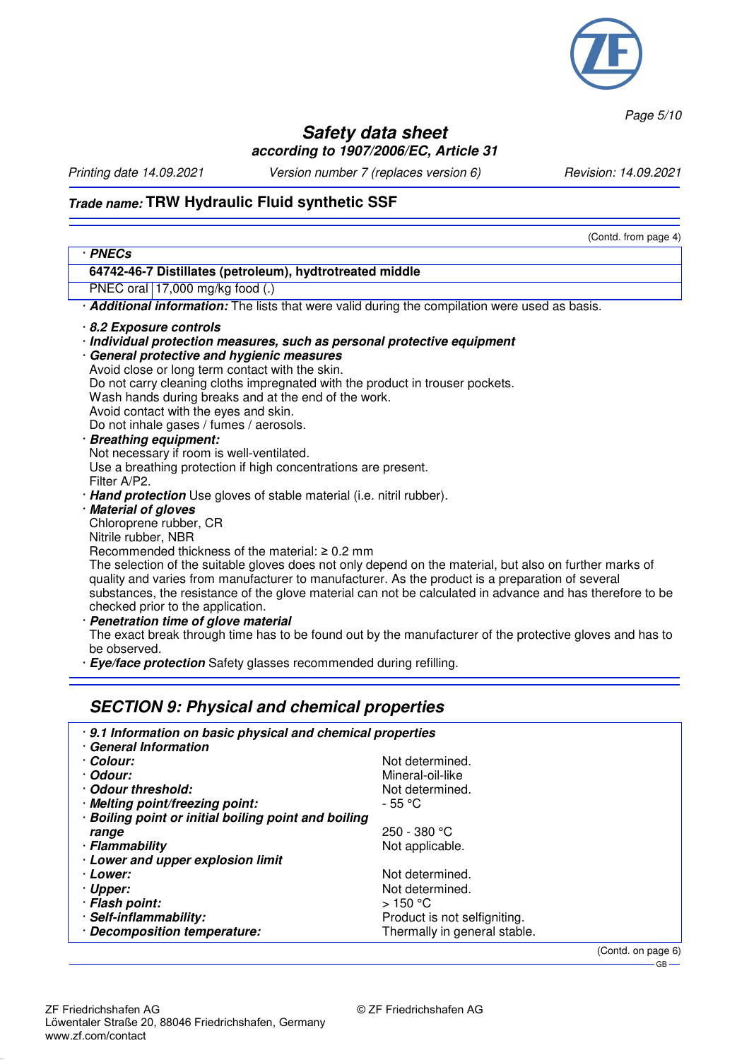(Contd. from page 4)

**· PNECs**

| 64742-46-7 Distillates (petroleum), hydtrotreated middle | |
|---|---|
| PNEC oral | 17,000 mg/kg food (.) |

**· Additional information:** The lists that were valid during the compilation were used as basis.

**· 8.2 Exposure controls**

**· Individual protection measures, such as personal protective equipment**

**· General protective and hygienic measures**

Avoid close or long term contact with the skin.
Do not carry cleaning cloths impregnated with the product in trouser pockets.
Wash hands during breaks and at the end of the work.
Avoid contact with the eyes and skin.
Do not inhale gases / fumes / aerosols.

**· Breathing equipment:**

Not necessary if room is well-ventilated.
Use a breathing protection if high concentrations are present.
Filter A/P2.

**· Hand protection** Use gloves of stable material (i.e. nitril rubber).

**· Material of gloves**

Chloroprene rubber, CR
Nitrile rubber, NBR
Recommended thickness of the material: ≥ 0.2 mm
The selection of the suitable gloves does not only depend on the material, but also on further marks of quality and varies from manufacturer to manufacturer. As the product is a preparation of several substances, the resistance of the glove material can not be calculated in advance and has therefore to be checked prior to the application.

**· Penetration time of glove material**

The exact break through time has to be found out by the manufacturer of the protective gloves and has to be observed.

**· Eye/face protection** Safety glasses recommended during refilling.

## SECTION 9: Physical and chemical properties

**· 9.1 Information on basic physical and chemical properties**

**· General Information**

| | |
|---|---|
| **· Colour:** | Not determined. |
| **· Odour:** | Mineral-oil-like |
| **· Odour threshold:** | Not determined. |
| **· Melting point/freezing point:** | - 55 °C |
| **· Boiling point or initial boiling point and boiling range** | 250 - 380 °C |
| **· Flammability** | Not applicable. |
| **· Lower and upper explosion limit** | |
| **· Lower:** | Not determined. |
| **· Upper:** | Not determined. |
| **· Flash point:** | > 150 °C |
| **· Self-inflammability:** | Product is not selfigniting. |
| **· Decomposition temperature:** | Thermally in general stable. |

(Contd. on page 6)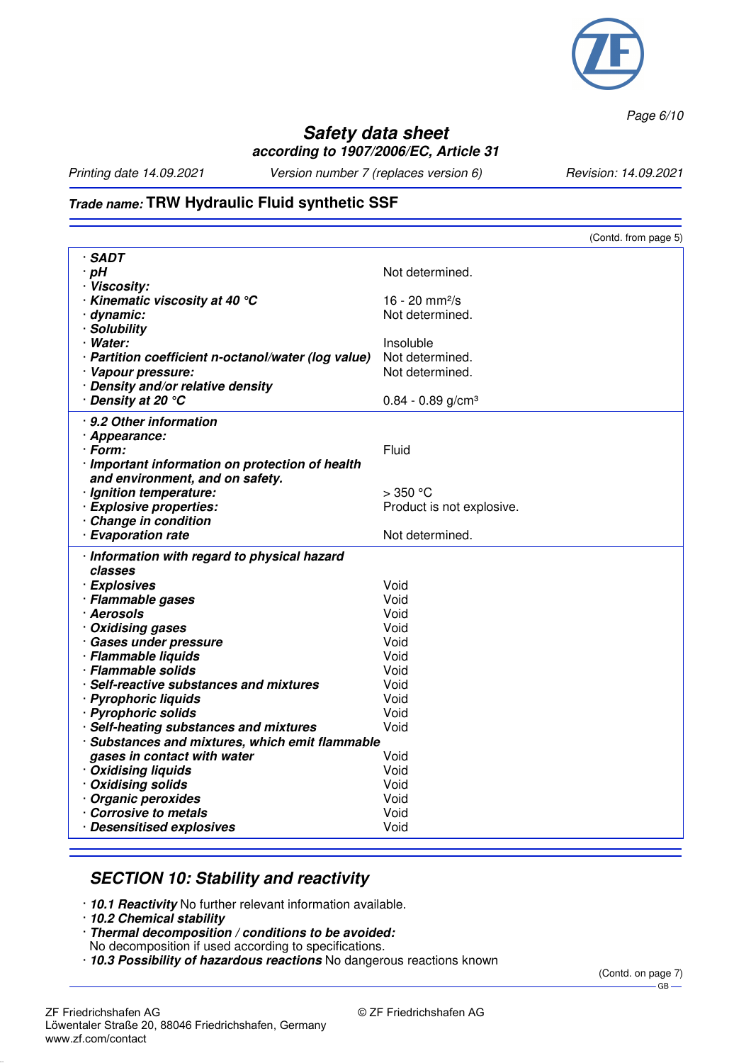(Contd. from page 5)

| | |
|---|---|
| · **SADT** | |
| · **pH** | Not determined. |
| · **Viscosity:** | |
| · **Kinematic viscosity at 40 °C** | 16 - 20 $mm^2/s$ |
| · **dynamic:** | Not determined. |
| · **Solubility** | |
| · **Water:** | Insoluble |
| · **Partition coefficient n-octanol/water (log value)** | Not determined. |
| · **Vapour pressure:** | Not determined. |
| · **Density and/or relative density** | |
| · **Density at 20 °C** | 0.84 - 0.89 $g/cm^3$ |
| · **9.2 Other information** | |
| · **Appearance:** | |
| · **Form:** | Fluid |
| · **Important information on protection of health and environment, and on safety.** | |
| · **Ignition temperature:** | > 350 °C |
| · **Explosive properties:** | Product is not explosive. |
| · **Change in condition** | |
| · **Evaporation rate** | Not determined. |
| · **Information with regard to physical hazard classes** | |
| · **Explosives** | Void |
| · **Flammable gases** | Void |
| · **Aerosols** | Void |
| · **Oxidising gases** | Void |
| · **Gases under pressure** | Void |
| · **Flammable liquids** | Void |
| · **Flammable solids** | Void |
| · **Self-reactive substances and mixtures** | Void |
| · **Pyrophoric liquids** | Void |
| · **Pyrophoric solids** | Void |
| · **Self-heating substances and mixtures** | Void |
| · **Substances and mixtures, which emit flammable gases in contact with water** | Void |
| · **Oxidising liquids** | Void |
| · **Oxidising solids** | Void |
| · **Organic peroxides** | Void |
| · **Corrosive to metals** | Void |
| · **Desensitised explosives** | Void |

## SECTION 10: Stability and reactivity

- · ***10.1 Reactivity*** No further relevant information available.
- · ***10.2 Chemical stability***
- · ***Thermal decomposition / conditions to be avoided:***
  No decomposition if used according to specifications.
- · ***10.3 Possibility of hazardous reactions*** No dangerous reactions known

(Contd. on page 7)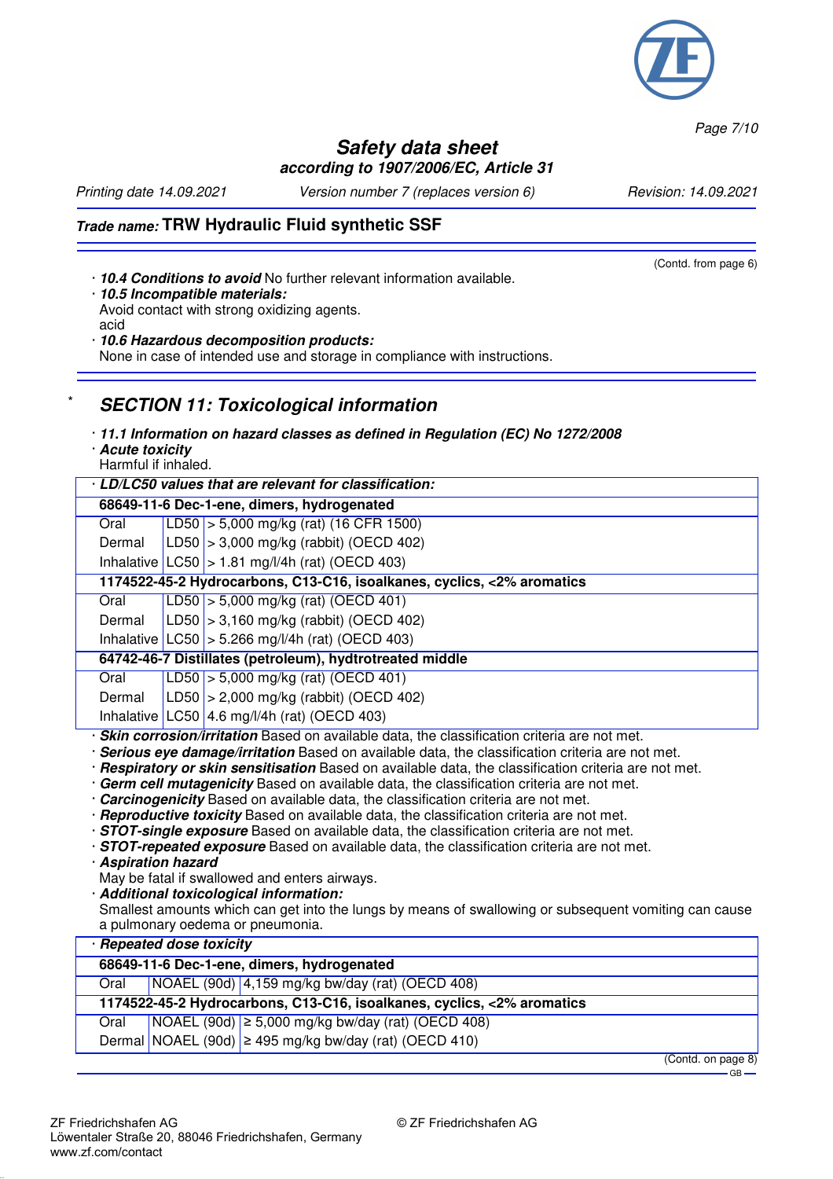(Contd. from page 6)

· **10.4 Conditions to avoid** No further relevant information available.
· **10.5 Incompatible materials:**
Avoid contact with strong oxidizing agents.
acid
· **10.6 Hazardous decomposition products:**
None in case of intended use and storage in compliance with instructions.

\* 

## SECTION 11: Toxicological information

· **11.1 Information on hazard classes as defined in Regulation (EC) No 1272/2008**
· **Acute toxicity**
Harmful if inhaled.

| · **LD/LC50 values that are relevant for classification:** | | |
|---|---|---|
| **68649-11-6 Dec-1-ene, dimers, hydrogenated** | | |
| Oral | LD50 | > 5,000 mg/kg (rat) (16 CFR 1500) |
| Dermal | LD50 | > 3,000 mg/kg (rabbit) (OECD 402) |
| Inhalative | LC50 | > 1.81 mg/l/4h (rat) (OECD 403) |
| **1174522-45-2 Hydrocarbons, C13-C16, isoalkanes, cyclics, <2% aromatics** | | |
| Oral | LD50 | > 5,000 mg/kg (rat) (OECD 401) |
| Dermal | LD50 | > 3,160 mg/kg (rabbit) (OECD 402) |
| Inhalative | LC50 | > 5.266 mg/l/4h (rat) (OECD 403) |
| **64742-46-7 Distillates (petroleum), hydtrotreated middle** | | |
| Oral | LD50 | > 5,000 mg/kg (rat) (OECD 401) |
| Dermal | LD50 | > 2,000 mg/kg (rabbit) (OECD 402) |
| Inhalative | LC50 | 4.6 mg/l/4h (rat) (OECD 403) |

· **Skin corrosion/irritation** Based on available data, the classification criteria are not met.
· **Serious eye damage/irritation** Based on available data, the classification criteria are not met.
· **Respiratory or skin sensitisation** Based on available data, the classification criteria are not met.
· **Germ cell mutagenicity** Based on available data, the classification criteria are not met.
· **Carcinogenicity** Based on available data, the classification criteria are not met.
· **Reproductive toxicity** Based on available data, the classification criteria are not met.
· **STOT-single exposure** Based on available data, the classification criteria are not met.
· **STOT-repeated exposure** Based on available data, the classification criteria are not met.
· **Aspiration hazard**
May be fatal if swallowed and enters airways.
· **Additional toxicological information:**
Smallest amounts which can get into the lungs by means of swallowing or subsequent vomiting can cause a pulmonary oedema or pneumonia.

| · **Repeated dose toxicity** | | |
|---|---|---|
| **68649-11-6 Dec-1-ene, dimers, hydrogenated** | | |
| Oral | NOAEL (90d) | 4,159 mg/kg bw/day (rat) (OECD 408) |
| **1174522-45-2 Hydrocarbons, C13-C16, isoalkanes, cyclics, <2% aromatics** | | |
| Oral | NOAEL (90d) | ≥ 5,000 mg/kg bw/day (rat) (OECD 408) |
| Dermal | NOAEL (90d) | ≥ 495 mg/kg bw/day (rat) (OECD 410) |

(Contd. on page 8)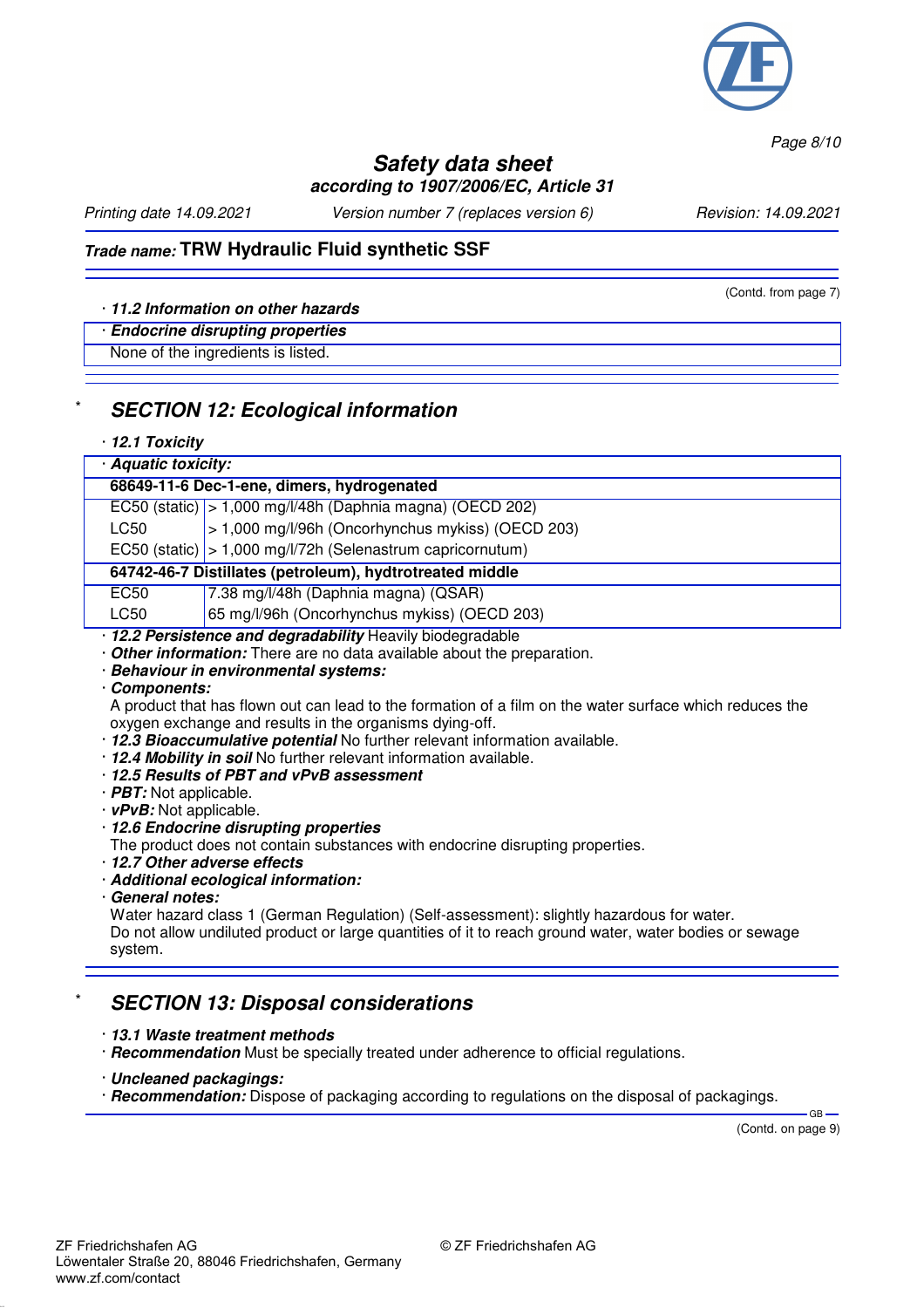(Contd. from page 7)

· **11.2 Information on other hazards**

· **Endocrine disrupting properties**

None of the ingredients is listed.

## * SECTION 12: Ecological information

· **12.1 Toxicity**

· **Aquatic toxicity:**

| 68649-11-6 Dec-1-ene, dimers, hydrogenated | |
|---|---|
| EC50 (static) | > 1,000 mg/l/48h (Daphnia magna) (OECD 202) |
| LC50 | > 1,000 mg/l/96h (Oncorhynchus mykiss) (OECD 203) |
| EC50 (static) | > 1,000 mg/l/72h (Selenastrum capricornutum) |
| **64742-46-7 Distillates (petroleum), hydtrotreated middle** | |
| EC50 | 7.38 mg/l/48h (Daphnia magna) (QSAR) |
| LC50 | 65 mg/l/96h (Oncorhynchus mykiss) (OECD 203) |

· **12.2 Persistence and degradability** Heavily biodegradable

· **Other information:** There are no data available about the preparation.

· **Behaviour in environmental systems:**

· **Components:**

A product that has flown out can lead to the formation of a film on the water surface which reduces the oxygen exchange and results in the organisms dying-off.

· **12.3 Bioaccumulative potential** No further relevant information available.

· **12.4 Mobility in soil** No further relevant information available.

· **12.5 Results of PBT and vPvB assessment**

· **PBT:** Not applicable.

· **vPvB:** Not applicable.

· **12.6 Endocrine disrupting properties**

The product does not contain substances with endocrine disrupting properties.

· **12.7 Other adverse effects**

· **Additional ecological information:**

· **General notes:**

Water hazard class 1 (German Regulation) (Self-assessment): slightly hazardous for water.
Do not allow undiluted product or large quantities of it to reach ground water, water bodies or sewage system.

## * SECTION 13: Disposal considerations

· **13.1 Waste treatment methods**

· **Recommendation** Must be specially treated under adherence to official regulations.

· **Uncleaned packagings:**

· **Recommendation:** Dispose of packaging according to regulations on the disposal of packagings.

(Contd. on page 9)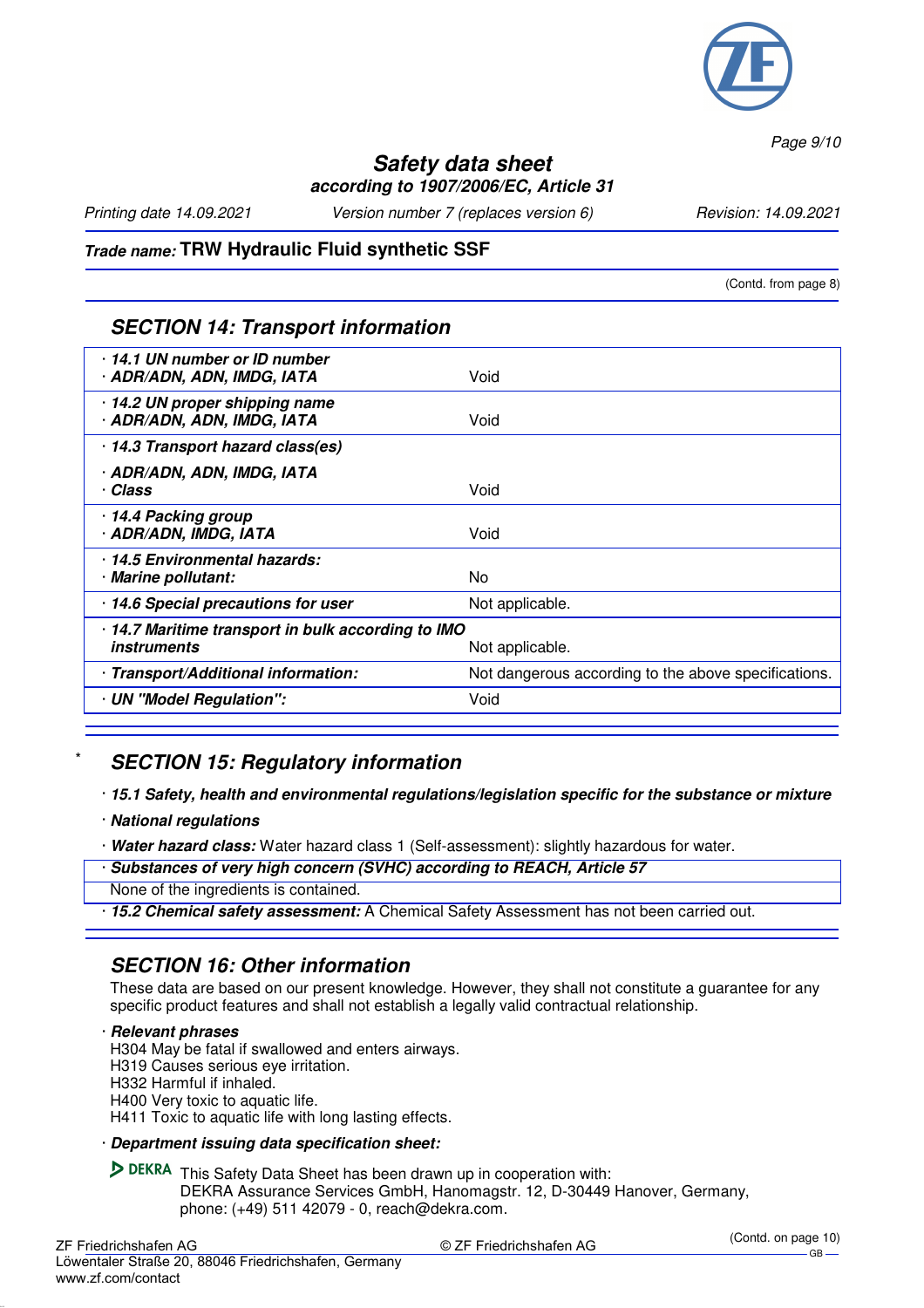(Contd. from page 8)

## SECTION 14: Transport information

| | |
|---|---|
| **· 14.1 UN number or ID number** **· ADR/ADN, ADN, IMDG, IATA** | Void |
| **· 14.2 UN proper shipping name** **· ADR/ADN, ADN, IMDG, IATA** | Void |
| **· 14.3 Transport hazard class(es)** **· ADR/ADN, ADN, IMDG, IATA** **· Class** | Void |
| **· 14.4 Packing group** **· ADR/ADN, IMDG, IATA** | Void |
| **· 14.5 Environmental hazards:** **· Marine pollutant:** | No |
| **· 14.6 Special precautions for user** | Not applicable. |
| **· 14.7 Maritime transport in bulk according to IMO instruments** | Not applicable. |
| **· Transport/Additional information:** | Not dangerous according to the above specifications. |
| **· UN "Model Regulation":** | Void |

## * SECTION 15: Regulatory information

· ***15.1 Safety, health and environmental regulations/legislation specific for the substance or mixture***

· ***National regulations***

· ***Water hazard class:*** Water hazard class 1 (Self-assessment): slightly hazardous for water.

· ***Substances of very high concern (SVHC) according to REACH, Article 57***

None of the ingredients is contained.

· ***15.2 Chemical safety assessment:*** A Chemical Safety Assessment has not been carried out.

## SECTION 16: Other information

These data are based on our present knowledge. However, they shall not constitute a guarantee for any specific product features and shall not establish a legally valid contractual relationship.

· ***Relevant phrases***

H304 May be fatal if swallowed and enters airways.
H319 Causes serious eye irritation.
H332 Harmful if inhaled.
H400 Very toxic to aquatic life.
H411 Toxic to aquatic life with long lasting effects.

· ***Department issuing data specification sheet:***

DEKRA This Safety Data Sheet has been drawn up in cooperation with:
DEKRA Assurance Services GmbH, Hanomagstr. 12, D-30449 Hanover, Germany,
phone: (+49) 511 42079 - 0, reach@dekra.com.

(Contd. on page 10)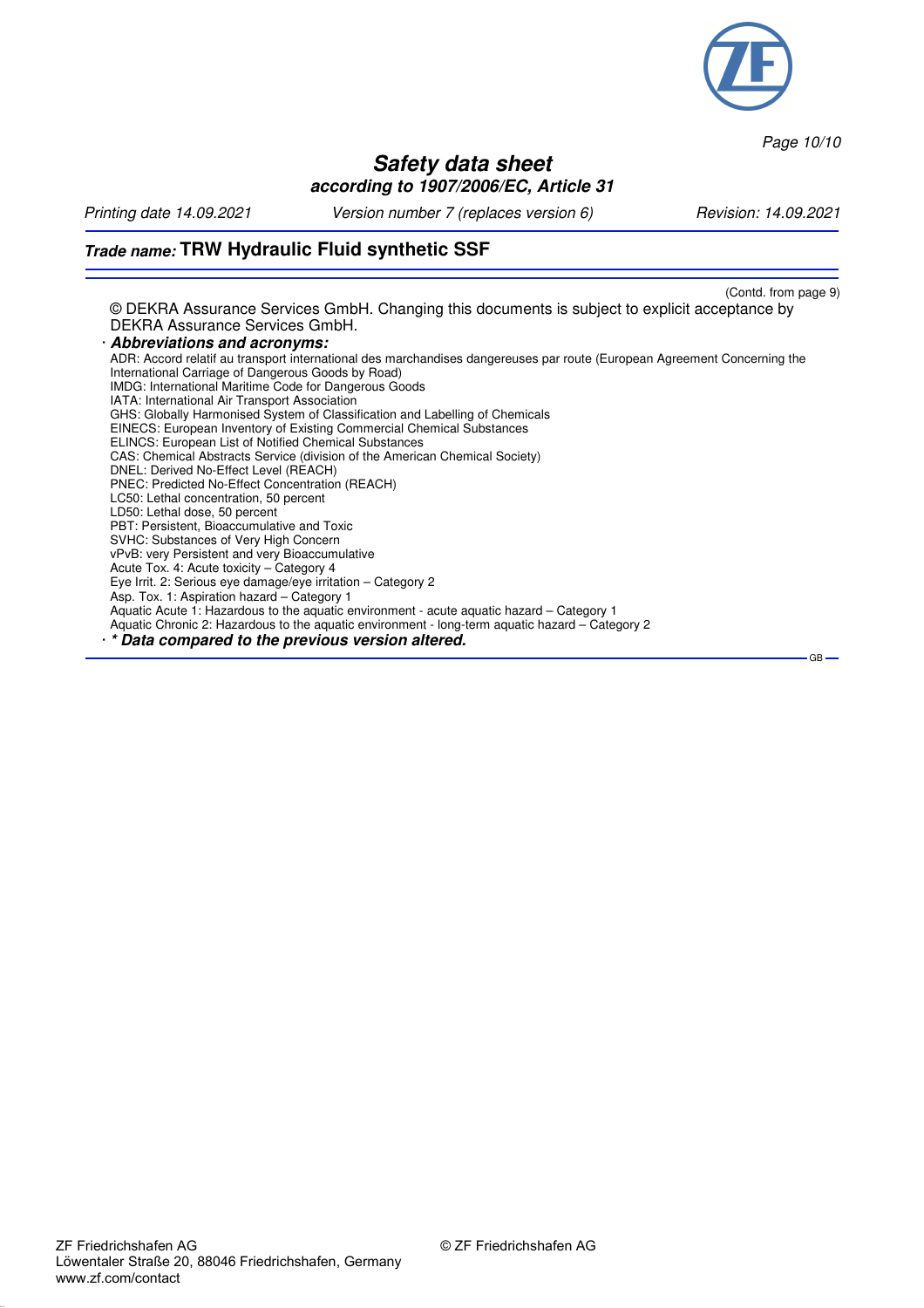(Contd. from page 9)

© DEKRA Assurance Services GmbH. Changing this documents is subject to explicit acceptance by DEKRA Assurance Services GmbH.

· ***Abbreviations and acronyms:***

ADR: Accord relatif au transport international des marchandises dangereuses par route (European Agreement Concerning the International Carriage of Dangerous Goods by Road)
IMDG: International Maritime Code for Dangerous Goods
IATA: International Air Transport Association
GHS: Globally Harmonised System of Classification and Labelling of Chemicals
EINECS: European Inventory of Existing Commercial Chemical Substances
ELINCS: European List of Notified Chemical Substances
CAS: Chemical Abstracts Service (division of the American Chemical Society)
DNEL: Derived No-Effect Level (REACH)
PNEC: Predicted No-Effect Concentration (REACH)
LC50: Lethal concentration, 50 percent
LD50: Lethal dose, 50 percent
PBT: Persistent, Bioaccumulative and Toxic
SVHC: Substances of Very High Concern
vPvB: very Persistent and very Bioaccumulative
Acute Tox. 4: Acute toxicity – Category 4
Eye Irrit. 2: Serious eye damage/eye irritation – Category 2
Asp. Tox. 1: Aspiration hazard – Category 1
Aquatic Acute 1: Hazardous to the aquatic environment - acute aquatic hazard – Category 1
Aquatic Chronic 2: Hazardous to the aquatic environment - long-term aquatic hazard – Category 2

· ***\* Data compared to the previous version altered.***

GB